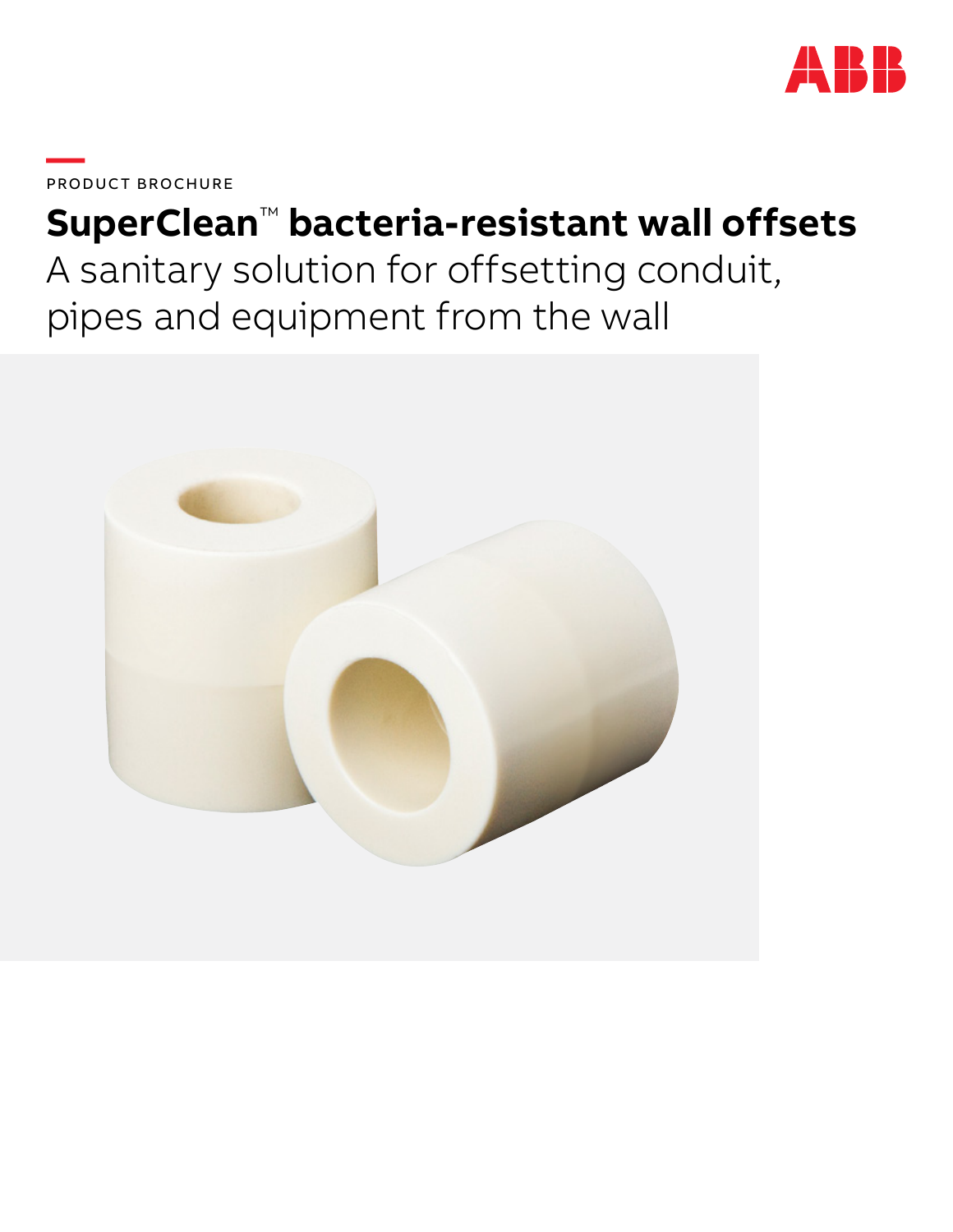PRODUCT BROCHURE

# SuperClean™ bacteria-resistant wall offsets

A sanitary solution for offsetting conduit, pipes and equipment from the wall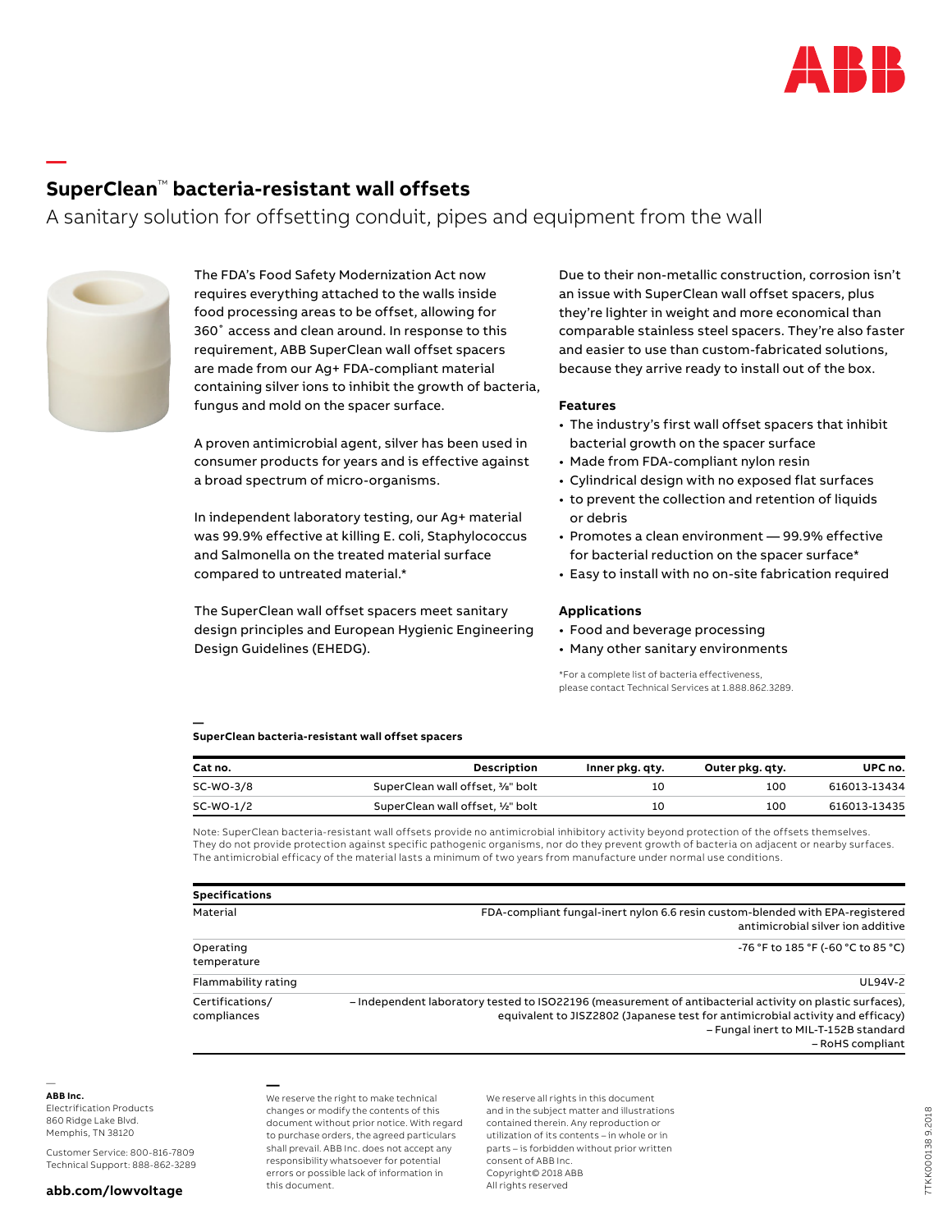# SuperClean™ bacteria-resistant wall offsets

A sanitary solution for offsetting conduit, pipes and equipment from the wall

The FDA's Food Safety Modernization Act now requires everything attached to the walls inside food processing areas to be offset, allowing for 360˚ access and clean around. In response to this requirement, ABB SuperClean wall offset spacers are made from our Ag+ FDA-compliant material containing silver ions to inhibit the growth of bacteria, fungus and mold on the spacer surface.

A proven antimicrobial agent, silver has been used in consumer products for years and is effective against a broad spectrum of micro-organisms.

In independent laboratory testing, our Ag+ material was 99.9% effective at killing E. coli, Staphylococcus and Salmonella on the treated material surface compared to untreated material.*

The SuperClean wall offset spacers meet sanitary design principles and European Hygienic Engineering Design Guidelines (EHEDG).

Due to their non-metallic construction, corrosion isn't an issue with SuperClean wall offset spacers, plus they're lighter in weight and more economical than comparable stainless steel spacers. They're also faster and easier to use than custom-fabricated solutions, because they arrive ready to install out of the box.

### Features

- The industry's first wall offset spacers that inhibit bacterial growth on the spacer surface
- Made from FDA-compliant nylon resin
- Cylindrical design with no exposed flat surfaces
- to prevent the collection and retention of liquids or debris
- Promotes a clean environment — 99.9% effective for bacterial reduction on the spacer surface*
- Easy to install with no on-site fabrication required

### Applications

- Food and beverage processing
- Many other sanitary environments

*For a complete list of bacteria effectiveness, please contact Technical Services at 1.888.862.3289.

### SuperClean bacteria-resistant wall offset spacers

| Cat no. | Description | Inner pkg. qty. | Outer pkg. qty. | UPC no. |
|---|---|---|---|---|
| SC-WO-3/8 | SuperClean wall offset, ⅜" bolt | 10 | 100 | 616013-13434 |
| SC-WO-1/2 | SuperClean wall offset, ½" bolt | 10 | 100 | 616013-13435 |

Note: SuperClean bacteria-resistant wall offsets provide no antimicrobial inhibitory activity beyond protection of the offsets themselves. They do not provide protection against specific pathogenic organisms, nor do they prevent growth of bacteria on adjacent or nearby surfaces. The antimicrobial efficacy of the material lasts a minimum of two years from manufacture under normal use conditions.

| Specifications | |
|---|---|
| Material | FDA-compliant fungal-inert nylon 6.6 resin custom-blended with EPA-registered antimicrobial silver ion additive |
| Operating temperature | -76 °F to 185 °F (-60 °C to 85 °C) |
| Flammability rating | UL94V-2 |
| Certifications/ compliances | – Independent laboratory tested to ISO22196 (measurement of antibacterial activity on plastic surfaces), equivalent to JISZ2802 (Japanese test for antimicrobial activity and efficacy)<br>– Fungal inert to MIL-T-152B standard<br>– RoHS compliant |

**ABB Inc.**
Electrification Products
860 Ridge Lake Blvd.
Memphis, TN 38120

Customer Service: 800-816-7809
Technical Support: 888-862-3289

**abb.com/lowvoltage**

We reserve the right to make technical changes or modify the contents of this document without prior notice. With regard to purchase orders, the agreed particulars shall prevail. ABB Inc. does not accept any responsibility whatsoever for potential errors or possible lack of information in this document.

We reserve all rights in this document and in the subject matter and illustrations contained therein. Any reproduction or utilization of its contents – in whole or in parts – is forbidden without prior written consent of ABB Inc.
Copyright© 2018 ABB
All rights reserved

7TKK000138 9.2018